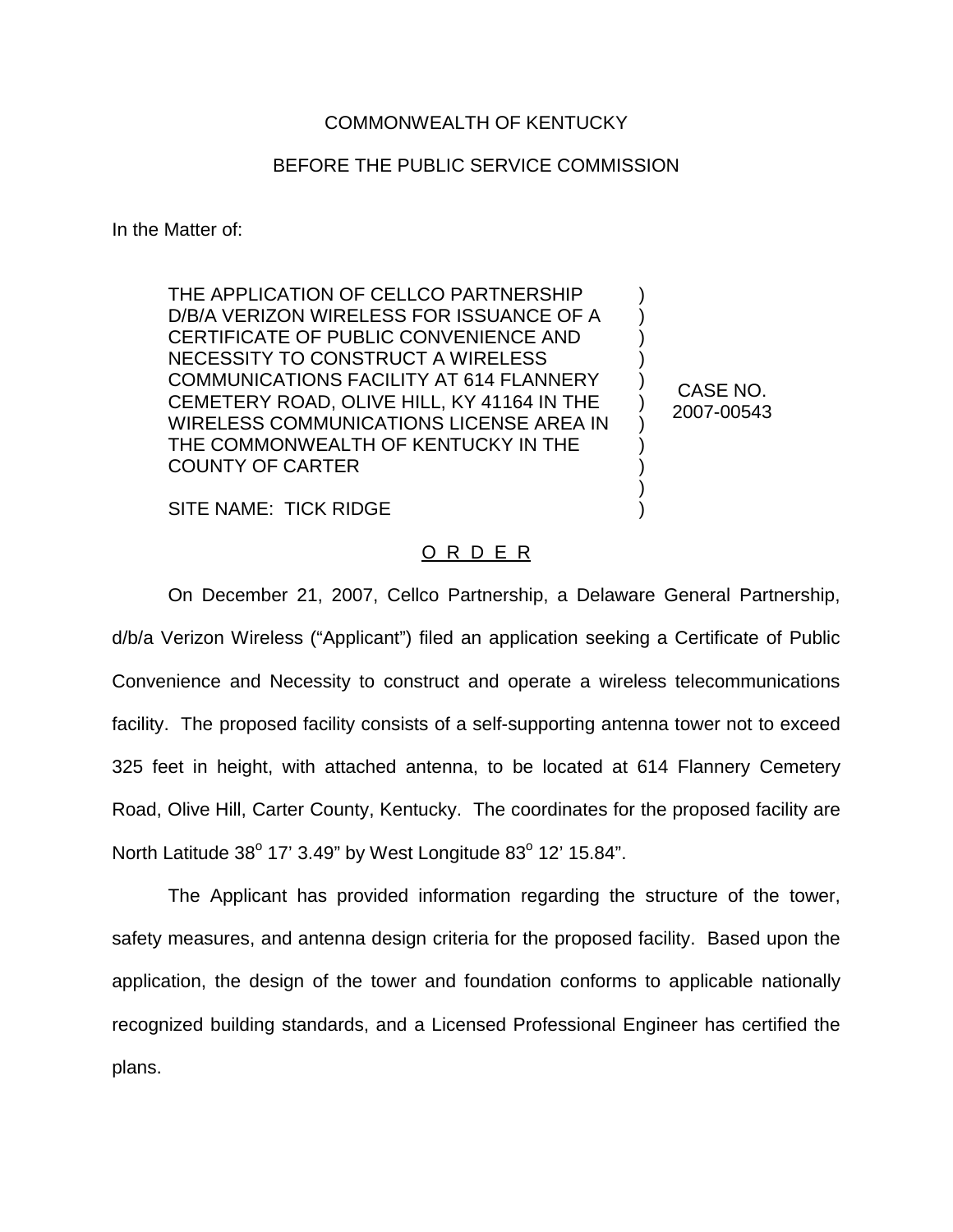COMMONWEALTH OF KENTUCKY

BEFORE THE PUBLIC SERVICE COMMISSION

In the Matter of:

THE APPLICATION OF CELLCO PARTNERSHIP D/B/A VERIZON WIRELESS FOR ISSUANCE OF A CERTIFICATE OF PUBLIC CONVENIENCE AND NECESSITY TO CONSTRUCT A WIRELESS COMMUNICATIONS FACILITY AT 614 FLANNERY CEMETERY ROAD, OLIVE HILL, KY 41164 IN THE WIRELESS COMMUNICATIONS LICENSE AREA IN THE COMMONWEALTH OF KENTUCKY IN THE COUNTY OF CARTER

SITE NAME: TICK RIDGE

CASE NO. 2007-00543

O R D E R

On December 21, 2007, Cellco Partnership, a Delaware General Partnership, d/b/a Verizon Wireless ("Applicant") filed an application seeking a Certificate of Public Convenience and Necessity to construct and operate a wireless telecommunications facility. The proposed facility consists of a self-supporting antenna tower not to exceed 325 feet in height, with attached antenna, to be located at 614 Flannery Cemetery Road, Olive Hill, Carter County, Kentucky. The coordinates for the proposed facility are North Latitude 38° 17' 3.49" by West Longitude 83° 12' 15.84".

The Applicant has provided information regarding the structure of the tower, safety measures, and antenna design criteria for the proposed facility. Based upon the application, the design of the tower and foundation conforms to applicable nationally recognized building standards, and a Licensed Professional Engineer has certified the plans.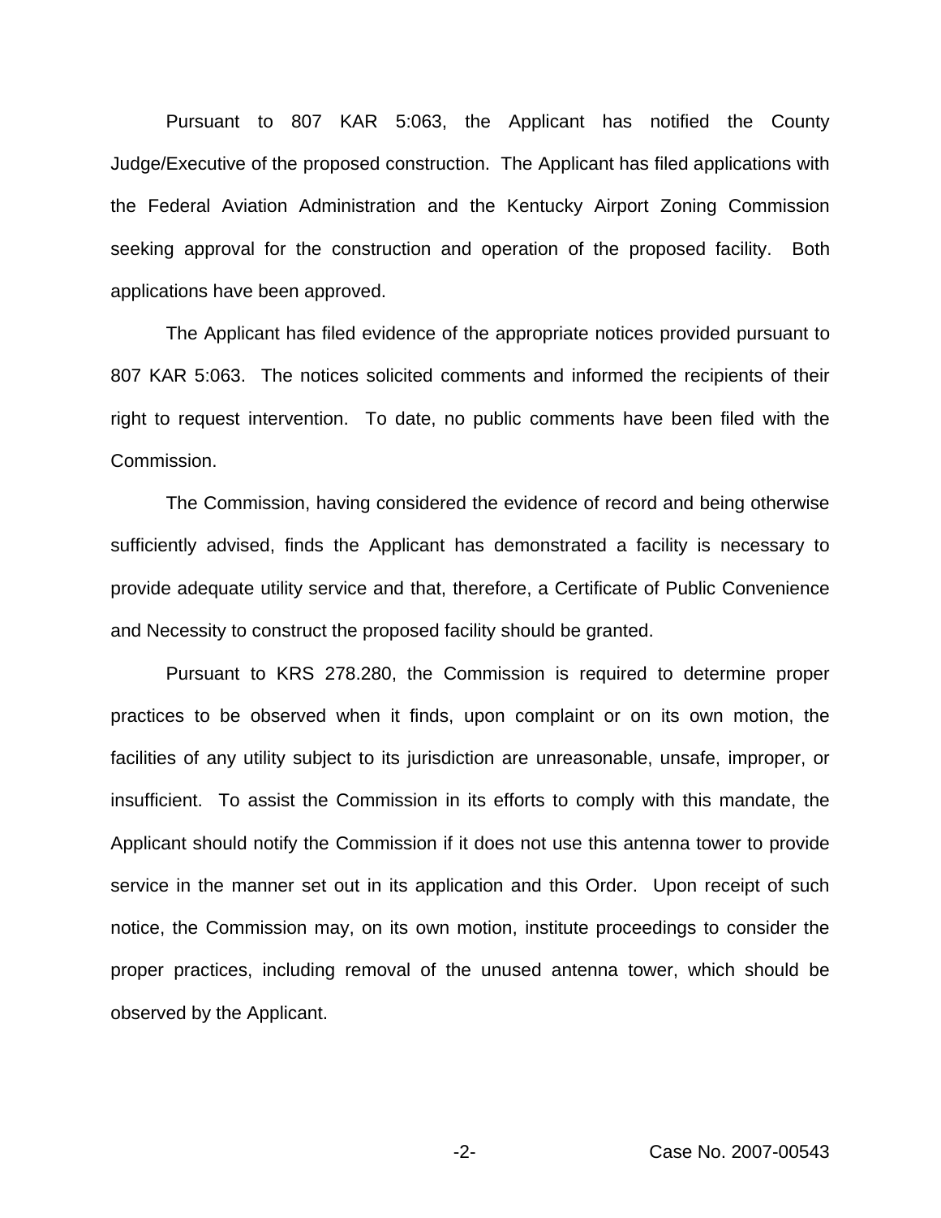Pursuant to 807 KAR 5:063, the Applicant has notified the County Judge/Executive of the proposed construction. The Applicant has filed applications with the Federal Aviation Administration and the Kentucky Airport Zoning Commission seeking approval for the construction and operation of the proposed facility. Both applications have been approved.

The Applicant has filed evidence of the appropriate notices provided pursuant to 807 KAR 5:063. The notices solicited comments and informed the recipients of their right to request intervention. To date, no public comments have been filed with the Commission.

The Commission, having considered the evidence of record and being otherwise sufficiently advised, finds the Applicant has demonstrated a facility is necessary to provide adequate utility service and that, therefore, a Certificate of Public Convenience and Necessity to construct the proposed facility should be granted.

Pursuant to KRS 278.280, the Commission is required to determine proper practices to be observed when it finds, upon complaint or on its own motion, the facilities of any utility subject to its jurisdiction are unreasonable, unsafe, improper, or insufficient. To assist the Commission in its efforts to comply with this mandate, the Applicant should notify the Commission if it does not use this antenna tower to provide service in the manner set out in its application and this Order. Upon receipt of such notice, the Commission may, on its own motion, institute proceedings to consider the proper practices, including removal of the unused antenna tower, which should be observed by the Applicant.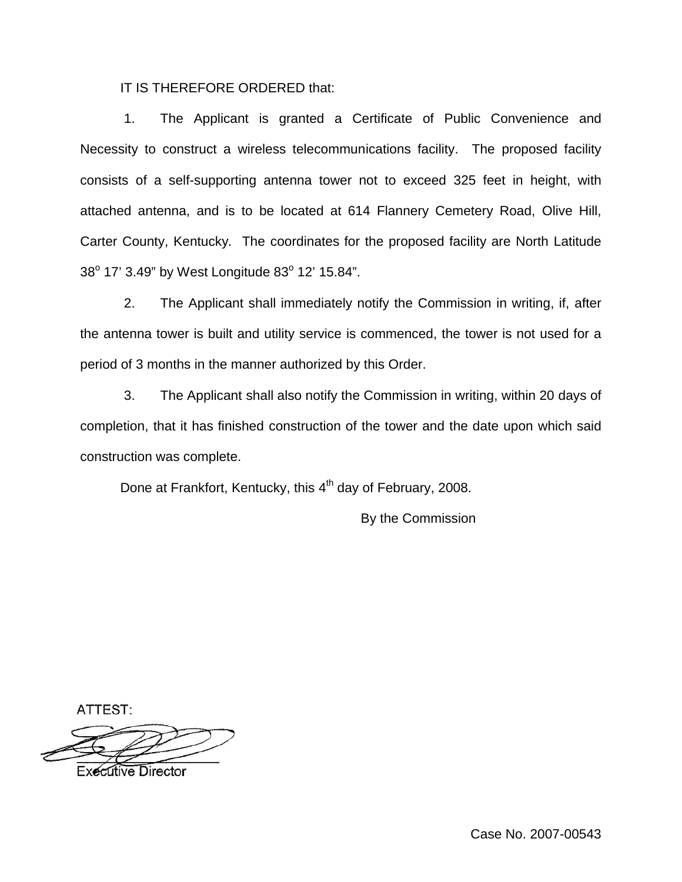IT IS THEREFORE ORDERED that:

1. The Applicant is granted a Certificate of Public Convenience and Necessity to construct a wireless telecommunications facility. The proposed facility consists of a self-supporting antenna tower not to exceed 325 feet in height, with attached antenna, and is to be located at 614 Flannery Cemetery Road, Olive Hill, Carter County, Kentucky. The coordinates for the proposed facility are North Latitude 38° 17' 3.49" by West Longitude 83° 12' 15.84".

2. The Applicant shall immediately notify the Commission in writing, if, after the antenna tower is built and utility service is commenced, the tower is not used for a period of 3 months in the manner authorized by this Order.

3. The Applicant shall also notify the Commission in writing, within 20 days of completion, that it has finished construction of the tower and the date upon which said construction was complete.

Done at Frankfort, Kentucky, this 4th day of February, 2008.

By the Commission

ATTEST:

Executive Director

Case No. 2007-00543